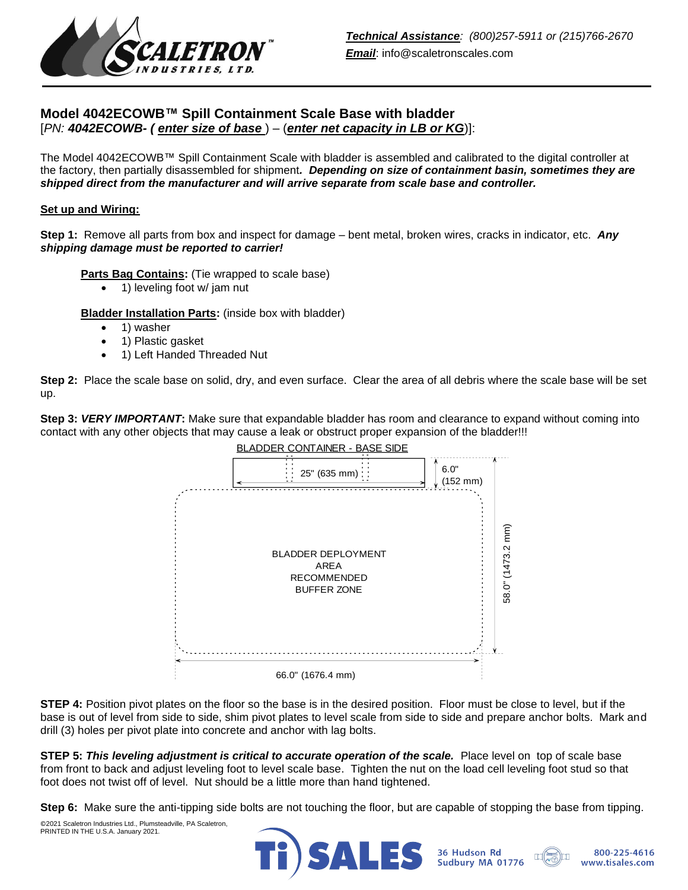*Technical Assistance: (800)257-5911 or (215)766-2670*
*Email*: info@scaletronscales.com

## Model 4042ECOWB™ Spill Containment Scale Base with bladder

[*PN:* ***4042ECOWB- (** ***enter size of base*** ) – (***enter net capacity in LB or KG***)]:

The Model 4042ECOWB™ Spill Containment Scale with bladder is assembled and calibrated to the digital controller at the factory, then partially disassembled for shipment***. Depending on size of containment basin, sometimes they are shipped direct from the manufacturer and will arrive separate from scale base and controller.***

**Set up and Wiring:**

**Step 1:** Remove all parts from box and inspect for damage – bent metal, broken wires, cracks in indicator, etc. ***Any shipping damage must be reported to carrier!***

**Parts Bag Contains:** (Tie wrapped to scale base)

- 1) leveling foot w/ jam nut

**Bladder Installation Parts:** (inside box with bladder)

- 1) washer
- 1) Plastic gasket
- 1) Left Handed Threaded Nut

**Step 2:** Place the scale base on solid, dry, and even surface. Clear the area of all debris where the scale base will be set up.

**Step 3:** ***VERY IMPORTANT*:** Make sure that expandable bladder has room and clearance to expand without coming into contact with any other objects that may cause a leak or obstruct proper expansion of the bladder!!!

BLADDER CONTAINER - BASE SIDE

25" (635 mm)

6.0" (152 mm)

BLADDER DEPLOYMENT AREA RECOMMENDED BUFFER ZONE

58.0" (1473.2 mm)

66.0" (1676.4 mm)

**STEP 4:** Position pivot plates on the floor so the base is in the desired position. Floor must be close to level, but if the base is out of level from side to side, shim pivot plates to level scale from side to side and prepare anchor bolts. Mark and drill (3) holes per pivot plate into concrete and anchor with lag bolts.

**STEP 5:** ***This leveling adjustment is critical to accurate operation of the scale.*** Place level on top of scale base from front to back and adjust leveling foot to level scale base. Tighten the nut on the load cell leveling foot stud so that foot does not twist off of level. Nut should be a little more than hand tightened.

**Step 6:** Make sure the anti-tipping side bolts are not touching the floor, but are capable of stopping the base from tipping.

©2021 Scaletron Industries Ltd., Plumsteadville, PA Scaletron, PRINTED IN THE U.S.A. January 2021.

Ti SALES 36 Hudson Rd Sudbury MA 01776 800-225-4616 www.tisales.com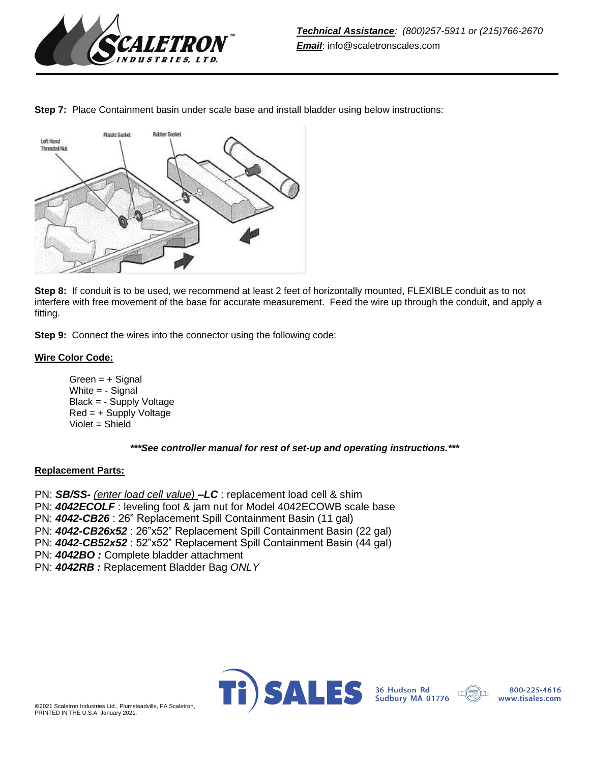**Step 7:** Place Containment basin under scale base and install bladder using below instructions:

**Step 8:** If conduit is to be used, we recommend at least 2 feet of horizontally mounted, FLEXIBLE conduit as to not interfere with free movement of the base for accurate measurement. Feed the wire up through the conduit, and apply a fitting.

**Step 9:** Connect the wires into the connector using the following code:

**Wire Color Code:**

Green = + Signal
White = - Signal
Black = - Supply Voltage
Red = + Supply Voltage
Violet = Shield

***\*\*\*See controller manual for rest of set-up and operating instructions.\*\*\****

**Replacement Parts:**

PN: ***SB/SS-*** *(enter load cell value)* ***–LC*** : replacement load cell & shim
PN: ***4042ECOLF*** : leveling foot & jam nut for Model 4042ECOWB scale base
PN: ***4042-CB26*** : 26" Replacement Spill Containment Basin (11 gal)
PN: ***4042-CB26x52*** : 26"x52" Replacement Spill Containment Basin (22 gal)
PN: ***4042-CB52x52*** : 52"x52" Replacement Spill Containment Basin (44 gal)
PN: ***4042BO :*** Complete bladder attachment
PN: ***4042RB :*** Replacement Bladder Bag *ONLY*

©2021 Scaletron Industries Ltd., Plumsteadville, PA Scaletron, PRINTED IN THE U.S.A. January 2021.